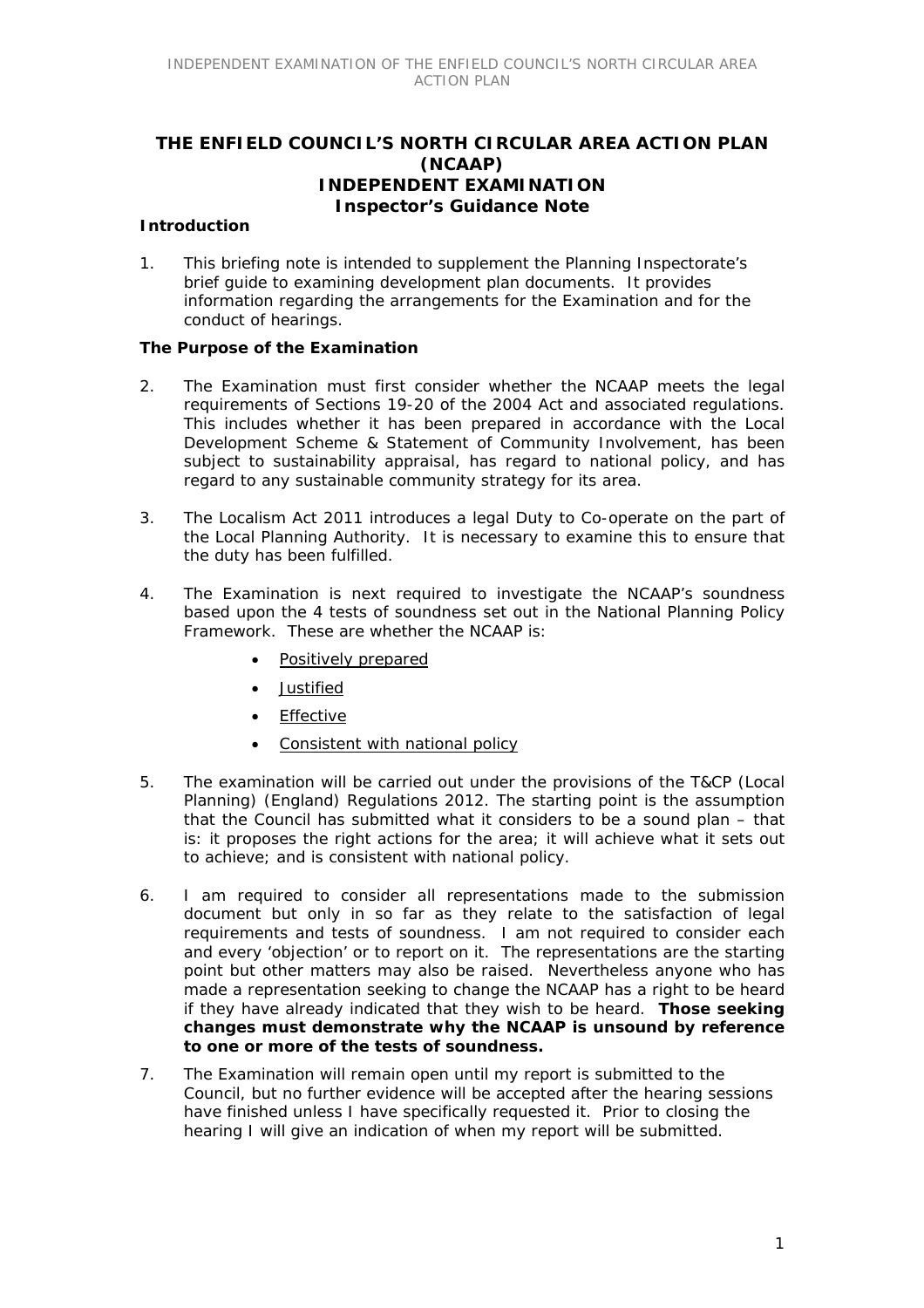# THE ENFIELD COUNCIL'S NORTH CIRCULAR AREA ACTION PLAN (NCAAP)
# INDEPENDENT EXAMINATION
## Inspector's Guidance Note

### Introduction

1. This briefing note is intended to supplement the Planning Inspectorate's brief guide to examining development plan documents. It provides information regarding the arrangements for the Examination and for the conduct of hearings.

### The Purpose of the Examination

2. The Examination must first consider whether the NCAAP meets the legal requirements of Sections 19-20 of the 2004 Act and associated regulations. This includes whether it has been prepared in accordance with the Local Development Scheme & Statement of Community Involvement, has been subject to sustainability appraisal, has regard to national policy, and has regard to any sustainable community strategy for its area.

3. The Localism Act 2011 introduces a legal Duty to Co-operate on the part of the Local Planning Authority. It is necessary to examine this to ensure that the duty has been fulfilled.

4. The Examination is next required to investigate the NCAAP's soundness based upon the 4 tests of soundness set out in the National Planning Policy Framework. These are whether the NCAAP is:
   - <u>Positively prepared</u>
   - <u>Justified</u>
   - <u>Effective</u>
   - <u>Consistent with national policy</u>

5. The examination will be carried out under the provisions of the T&CP (Local Planning) (England) Regulations 2012. The starting point is the assumption that the Council has submitted what it considers to be a sound plan – that is: it proposes the right actions for the area; it will achieve what it sets out to achieve; and is consistent with national policy.

6. I am required to consider all representations made to the submission document but only in so far as they relate to the satisfaction of legal requirements and tests of soundness. I am not required to consider each and every 'objection' or to report on it. The representations are the starting point but other matters may also be raised. Nevertheless anyone who has made a representation seeking to change the NCAAP has a right to be heard if they have already indicated that they wish to be heard. **Those seeking changes must demonstrate why the NCAAP is unsound by reference to one or more of the tests of soundness.**

7. The Examination will remain open until my report is submitted to the Council, but no further evidence will be accepted after the hearing sessions have finished unless I have specifically requested it. Prior to closing the hearing I will give an indication of when my report will be submitted.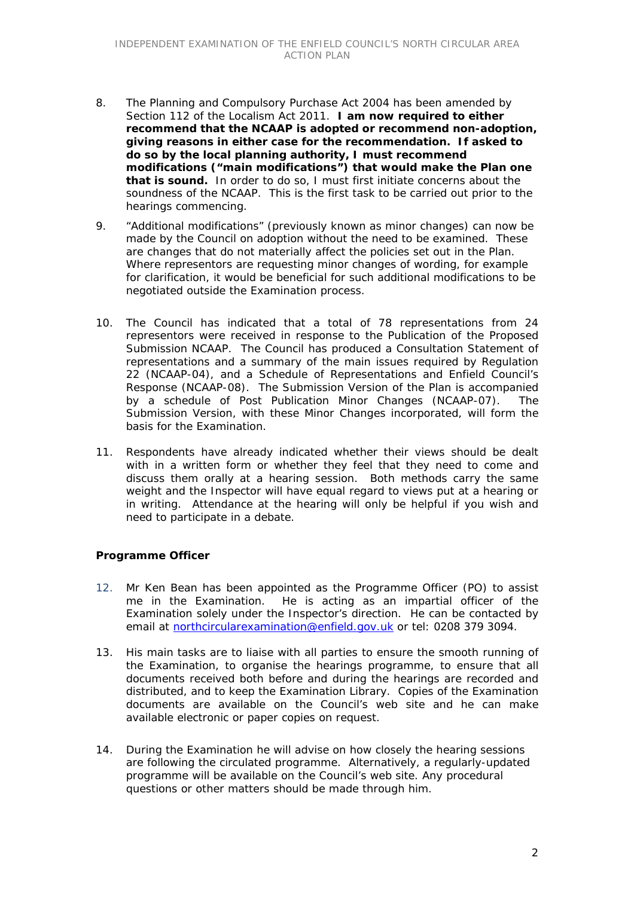8. The Planning and Compulsory Purchase Act 2004 has been amended by Section 112 of the Localism Act 2011. **I am now required to either recommend that the NCAAP is adopted or recommend non-adoption, giving reasons in either case for the recommendation. If asked to do so by the local planning authority, I must recommend modifications ("main modifications") that would make the Plan one that is sound.** In order to do so, I must first initiate concerns about the soundness of the NCAAP. This is the first task to be carried out prior to the hearings commencing.

9. "Additional modifications" (previously known as minor changes) can now be made by the Council on adoption without the need to be examined. These are changes that do not materially affect the policies set out in the Plan. Where representors are requesting minor changes of wording, for example for clarification, it would be beneficial for such additional modifications to be negotiated outside the Examination process.

10. The Council has indicated that a total of 78 representations from 24 representors were received in response to the Publication of the Proposed Submission NCAAP. The Council has produced a Consultation Statement of representations and a summary of the main issues required by Regulation 22 (NCAAP-04), and a Schedule of Representations and Enfield Council's Response (NCAAP-08). The Submission Version of the Plan is accompanied by a schedule of Post Publication Minor Changes (NCAAP-07). The Submission Version, with these Minor Changes incorporated, will form the basis for the Examination.

11. Respondents have already indicated whether their views should be dealt with in a written form or whether they feel that they need to come and discuss them orally at a hearing session. Both methods carry the same weight and the Inspector will have equal regard to views put at a hearing or in writing. Attendance at the hearing will only be helpful if you wish and need to participate in a debate.

**Programme Officer**

12. Mr Ken Bean has been appointed as the Programme Officer (PO) to assist me in the Examination. He is acting as an impartial officer of the Examination solely under the Inspector's direction. He can be contacted by email at northcircularexamination@enfield.gov.uk or tel: 0208 379 3094.

13. His main tasks are to liaise with all parties to ensure the smooth running of the Examination, to organise the hearings programme, to ensure that all documents received both before and during the hearings are recorded and distributed, and to keep the Examination Library. Copies of the Examination documents are available on the Council's web site and he can make available electronic or paper copies on request.

14. During the Examination he will advise on how closely the hearing sessions are following the circulated programme. Alternatively, a regularly-updated programme will be available on the Council's web site. Any procedural questions or other matters should be made through him.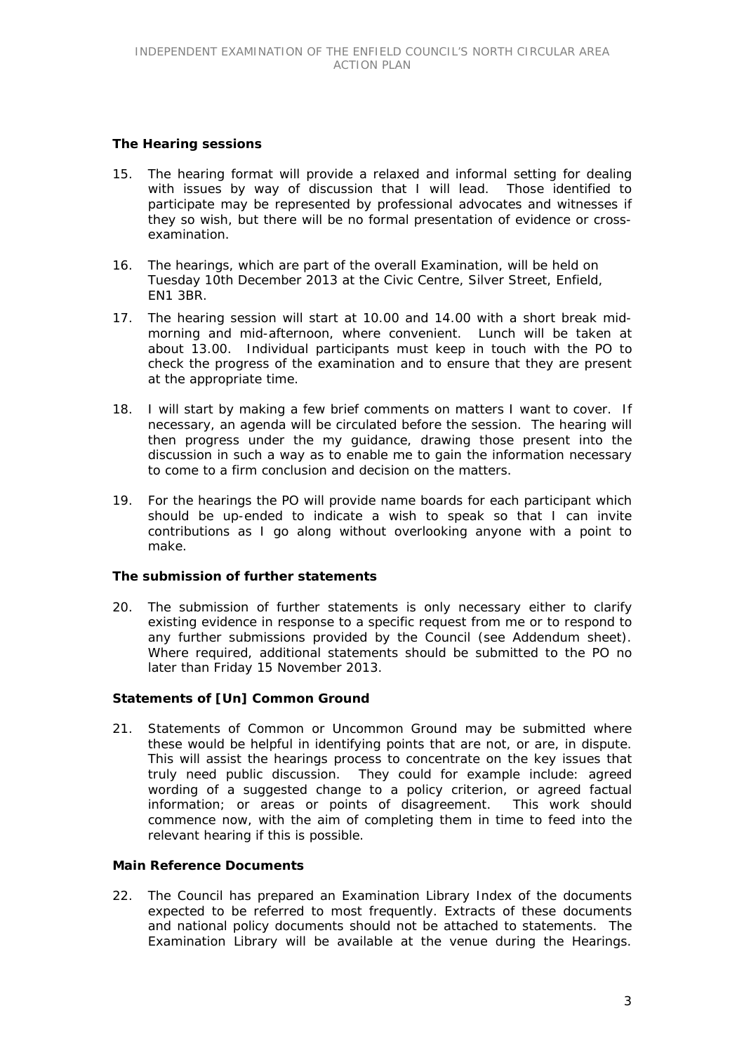### The Hearing sessions

15. The hearing format will provide a relaxed and informal setting for dealing with issues by way of discussion that I will lead. Those identified to participate may be represented by professional advocates and witnesses if they so wish, but there will be no formal presentation of evidence or cross-examination.

16. The hearings, which are part of the overall Examination, will be held on Tuesday 10th December 2013 at the Civic Centre, Silver Street, Enfield, EN1 3BR.

17. The hearing session will start at 10.00 and 14.00 with a short break mid-morning and mid-afternoon, where convenient. Lunch will be taken at about 13.00. Individual participants must keep in touch with the PO to check the progress of the examination and to ensure that they are present at the appropriate time.

18. I will start by making a few brief comments on matters I want to cover. If necessary, an agenda will be circulated before the session. The hearing will then progress under the my guidance, drawing those present into the discussion in such a way as to enable me to gain the information necessary to come to a firm conclusion and decision on the matters.

19. For the hearings the PO will provide name boards for each participant which should be up-ended to indicate a wish to speak so that I can invite contributions as I go along without overlooking anyone with a point to make.

### The submission of further statements

20. The submission of further statements is only necessary either to clarify existing evidence in response to a specific request from me or to respond to any further submissions provided by the Council (see Addendum sheet). Where required, additional statements should be submitted to the PO no later than Friday 15 November 2013.

### Statements of [Un] Common Ground

21. Statements of Common or Uncommon Ground may be submitted where these would be helpful in identifying points that are not, or are, in dispute. This will assist the hearings process to concentrate on the key issues that truly need public discussion. They could for example include: agreed wording of a suggested change to a policy criterion, or agreed factual information; or areas or points of disagreement. This work should commence now, with the aim of completing them in time to feed into the relevant hearing if this is possible.

### Main Reference Documents

22. The Council has prepared an Examination Library Index of the documents expected to be referred to most frequently. Extracts of these documents and national policy documents should not be attached to statements. The Examination Library will be available at the venue during the Hearings.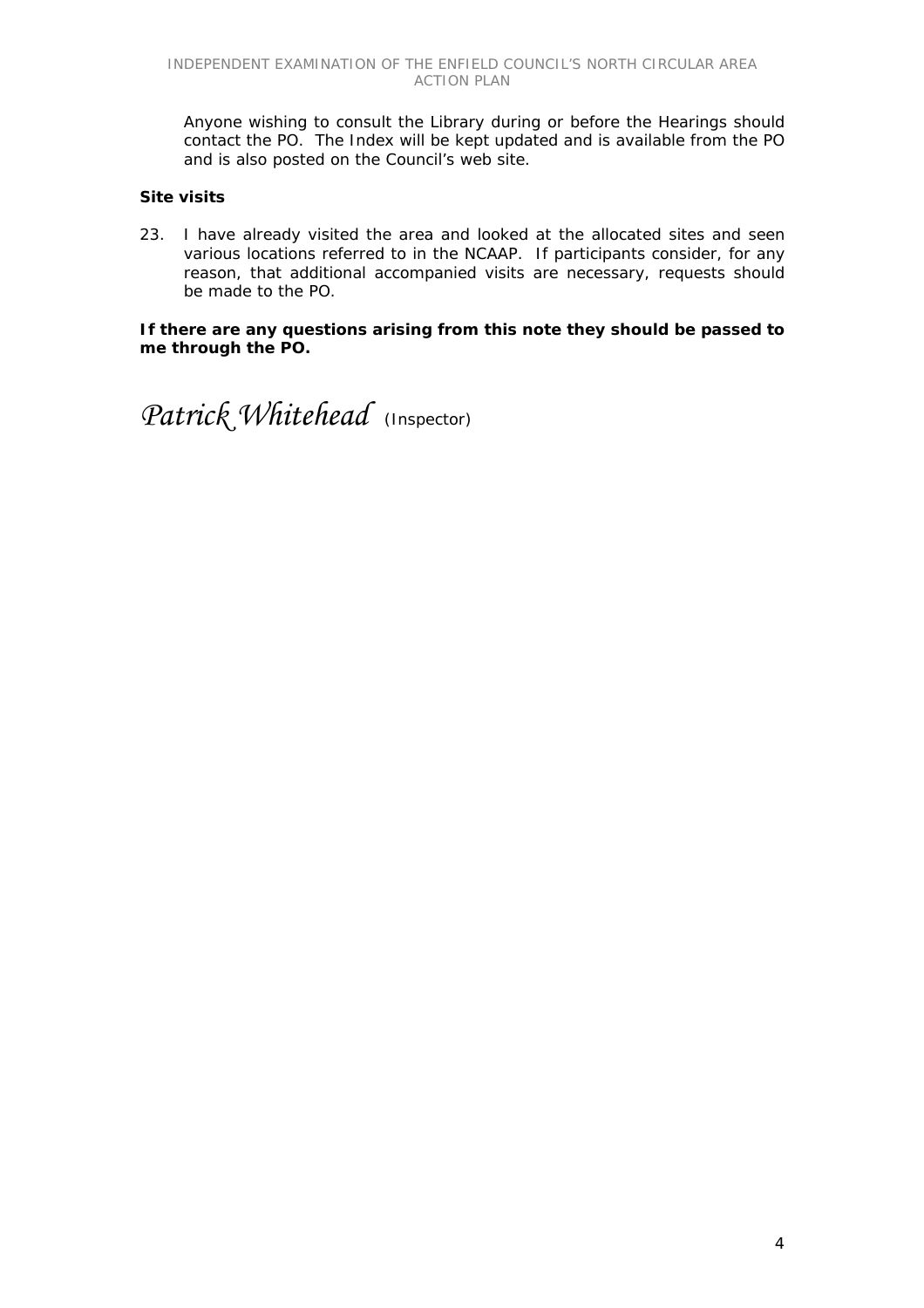Anyone wishing to consult the Library during or before the Hearings should contact the PO. The Index will be kept updated and is available from the PO and is also posted on the Council's web site.

**Site visits**

23. I have already visited the area and looked at the allocated sites and seen various locations referred to in the NCAAP. If participants consider, for any reason, that additional accompanied visits are necessary, requests should be made to the PO.

**If there are any questions arising from this note they should be passed to me through the PO.**

*Patrick Whitehead* (Inspector)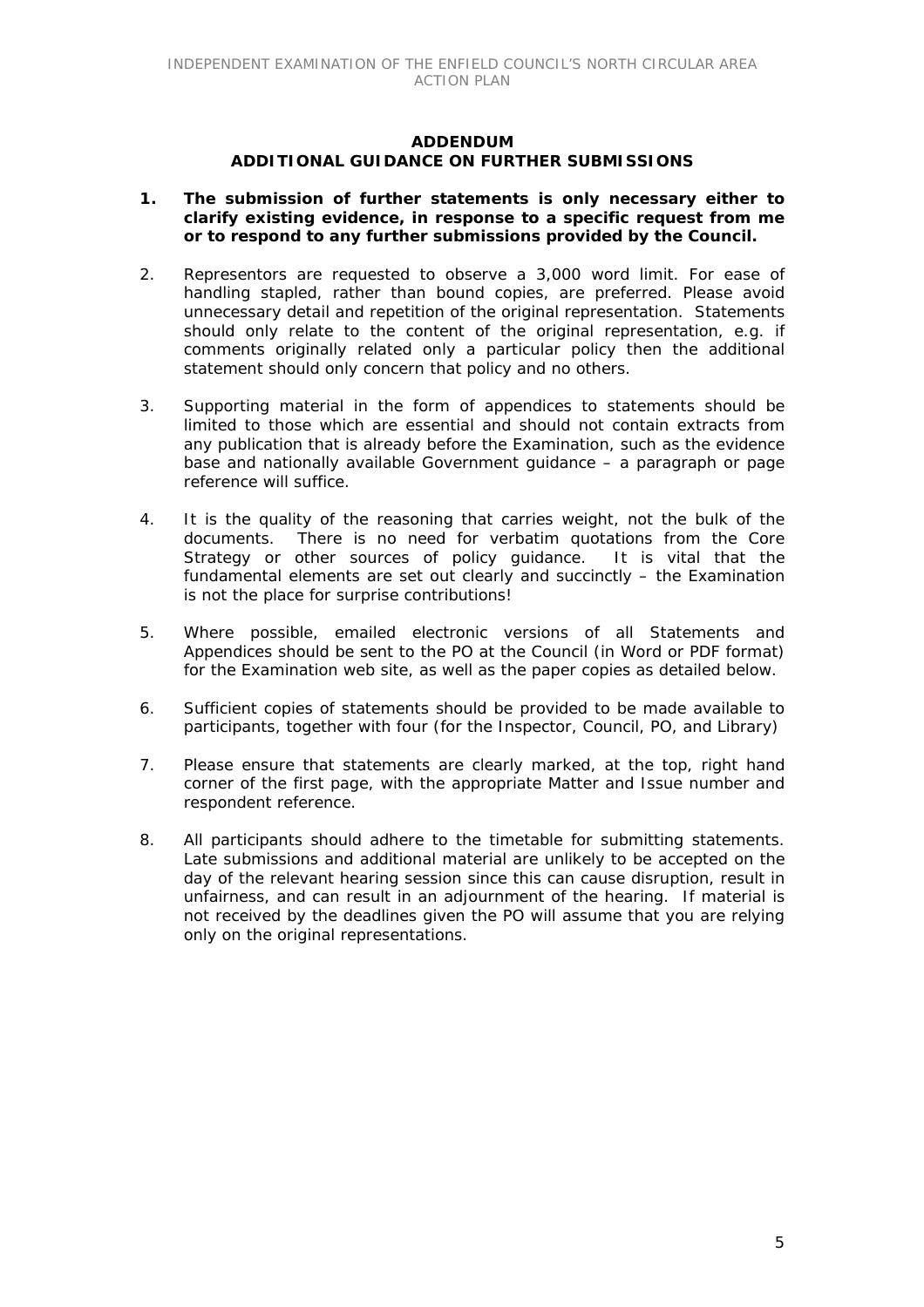## ADDENDUM
## ADDITIONAL GUIDANCE ON FURTHER SUBMISSIONS

1. **The submission of further statements is only necessary either to clarify existing evidence, in response to a specific request from me or to respond to any further submissions provided by the Council.**

2. Representors are requested to observe a 3,000 word limit. For ease of handling stapled, rather than bound copies, are preferred. Please avoid unnecessary detail and repetition of the original representation. Statements should only relate to the content of the original representation, e.g. if comments originally related only a particular policy then the additional statement should only concern that policy and no others.

3. Supporting material in the form of appendices to statements should be limited to those which are essential and should not contain extracts from any publication that is already before the Examination, such as the evidence base and nationally available Government guidance – a paragraph or page reference will suffice.

4. It is the quality of the reasoning that carries weight, not the bulk of the documents. There is no need for verbatim quotations from the Core Strategy or other sources of policy guidance. It is vital that the fundamental elements are set out clearly and succinctly – the Examination is not the place for surprise contributions!

5. Where possible, emailed electronic versions of all Statements and Appendices should be sent to the PO at the Council (in Word or PDF format) for the Examination web site, as well as the paper copies as detailed below.

6. Sufficient copies of statements should be provided to be made available to participants, together with four (for the Inspector, Council, PO, and Library)

7. Please ensure that statements are clearly marked, at the top, right hand corner of the first page, with the appropriate Matter and Issue number and respondent reference.

8. All participants should adhere to the timetable for submitting statements. Late submissions and additional material are unlikely to be accepted on the day of the relevant hearing session since this can cause disruption, result in unfairness, and can result in an adjournment of the hearing. If material is not received by the deadlines given the PO will assume that you are relying only on the original representations.